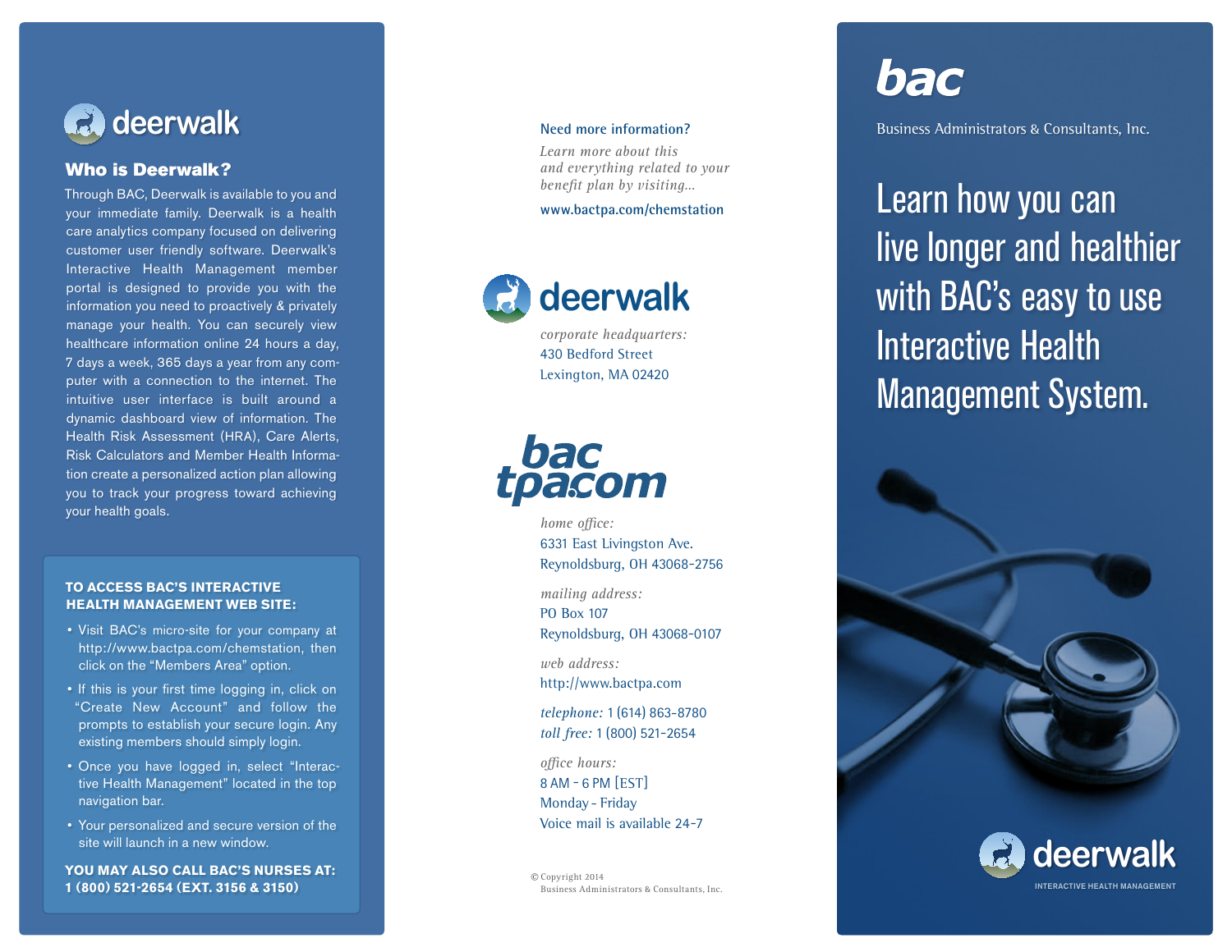# deerwalk

## Who is Deerwalk?

Through BAC, Deerwalk is available to you and your immediate family. Deerwalk is a health care analytics company focused on delivering customer user friendly software. Deerwalk's Interactive Health Management member portal is designed to provide you with the information you need to proactively & privately manage your health. You can securely view healthcare information online 24 hours a day, 7 days a week, 365 days a year from any computer with a connection to the internet. The intuitive user interface is built around a dynamic dashboard view of information. The Health Risk Assessment (HRA), Care Alerts, Risk Calculators and Member Health Information create a personalized action plan allowing you to track your progress toward achieving your health goals.

**TO ACCESS BAC'S INTERACTIVE HEALTH MANAGEMENT WEB SITE:**

- Visit BAC's micro-site for your company at http://www.bactpa.com/chemstation, then click on the "Members Area" option.
- If this is your first time logging in, click on "Create New Account" and follow the prompts to establish your secure login. Any existing members should simply login.
- Once you have logged in, select "Interactive Health Management" located in the top navigation bar.
- Your personalized and secure version of the site will launch in a new window.

**YOU MAY ALSO CALL BAC'S NURSES AT: 1 (800) 521-2654 (EXT. 3156 & 3150)**

**Need more information?**

*Learn more about this and everything related to your benefit plan by visiting...*

www.bactpa.com/chemstation

**deerwalk**

*corporate headquarters:*
430 Bedford Street
Lexington, MA 02420

**bactpa.com**

*home office:*
6331 East Livingston Ave.
Reynoldsburg, OH 43068-2756

*mailing address:*
PO Box 107
Reynoldsburg, OH 43068-0107

*web address:*
http://www.bactpa.com

*telephone:* 1 (614) 863-8780
*toll free:* 1 (800) 521-2654

*office hours:*
8 AM - 6 PM [EST]
Monday - Friday
Voice mail is available 24-7

© Copyright 2014
Business Administrators & Consultants, Inc.

# bac

Business Administrators & Consultants, Inc.

## Learn how you can live longer and healthier with BAC's easy to use Interactive Health Management System.

**deerwalk**
INTERACTIVE HEALTH MANAGEMENT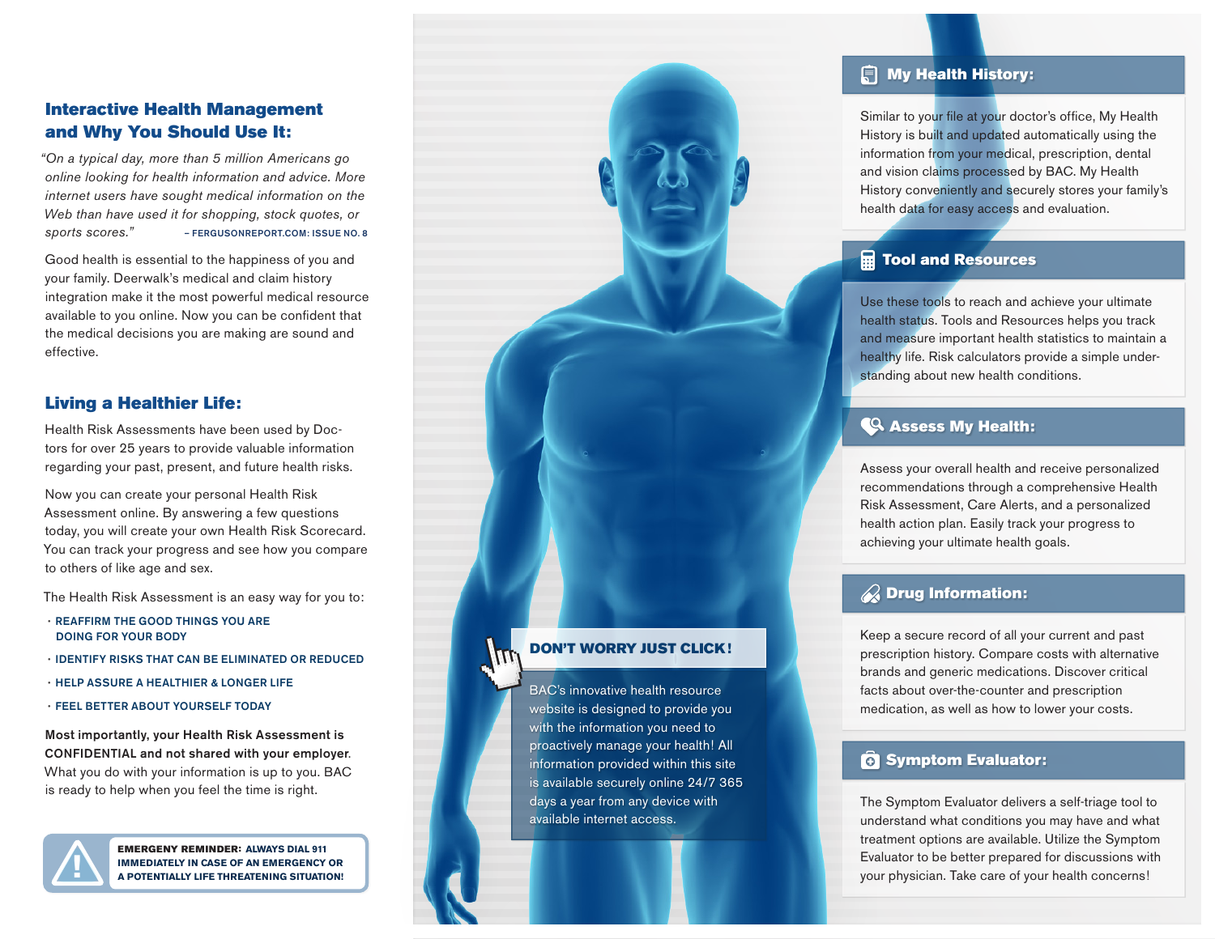## Interactive Health Management and Why You Should Use It:

*"On a typical day, more than 5 million Americans go online looking for health information and advice. More internet users have sought medical information on the Web than have used it for shopping, stock quotes, or sports scores."* – FERGUSONREPORT.COM: ISSUE NO. 8

Good health is essential to the happiness of you and your family. Deerwalk's medical and claim history integration make it the most powerful medical resource available to you online. Now you can be confident that the medical decisions you are making are sound and effective.

## Living a Healthier Life:

Health Risk Assessments have been used by Doctors for over 25 years to provide valuable information regarding your past, present, and future health risks.

Now you can create your personal Health Risk Assessment online. By answering a few questions today, you will create your own Health Risk Scorecard. You can track your progress and see how you compare to others of like age and sex.

The Health Risk Assessment is an easy way for you to:

- REAFFIRM THE GOOD THINGS YOU ARE DOING FOR YOUR BODY
- IDENTIFY RISKS THAT CAN BE ELIMINATED OR REDUCED
- HELP ASSURE A HEALTHIER & LONGER LIFE
- FEEL BETTER ABOUT YOURSELF TODAY

**Most importantly, your Health Risk Assessment is CONFIDENTIAL and not shared with your employer.** What you do with your information is up to you. BAC is ready to help when you feel the time is right.

**EMERGENY REMINDER: ALWAYS DIAL 911 IMMEDIATELY IN CASE OF AN EMERGENCY OR A POTENTIALLY LIFE THREATENING SITUATION!**

### DON'T WORRY JUST CLICK!

BAC's innovative health resource website is designed to provide you with the information you need to proactively manage your health! All information provided within this site is available securely online 24/7 365 days a year from any device with available internet access.

### My Health History:

Similar to your file at your doctor's office, My Health History is built and updated automatically using the information from your medical, prescription, dental and vision claims processed by BAC. My Health History conveniently and securely stores your family's health data for easy access and evaluation.

### Tool and Resources

Use these tools to reach and achieve your ultimate health status. Tools and Resources helps you track and measure important health statistics to maintain a healthy life. Risk calculators provide a simple understanding about new health conditions.

### Assess My Health:

Assess your overall health and receive personalized recommendations through a comprehensive Health Risk Assessment, Care Alerts, and a personalized health action plan. Easily track your progress to achieving your ultimate health goals.

### Drug Information:

Keep a secure record of all your current and past prescription history. Compare costs with alternative brands and generic medications. Discover critical facts about over-the-counter and prescription medication, as well as how to lower your costs.

### Symptom Evaluator:

The Symptom Evaluator delivers a self-triage tool to understand what conditions you may have and what treatment options are available. Utilize the Symptom Evaluator to be better prepared for discussions with your physician. Take care of your health concerns!